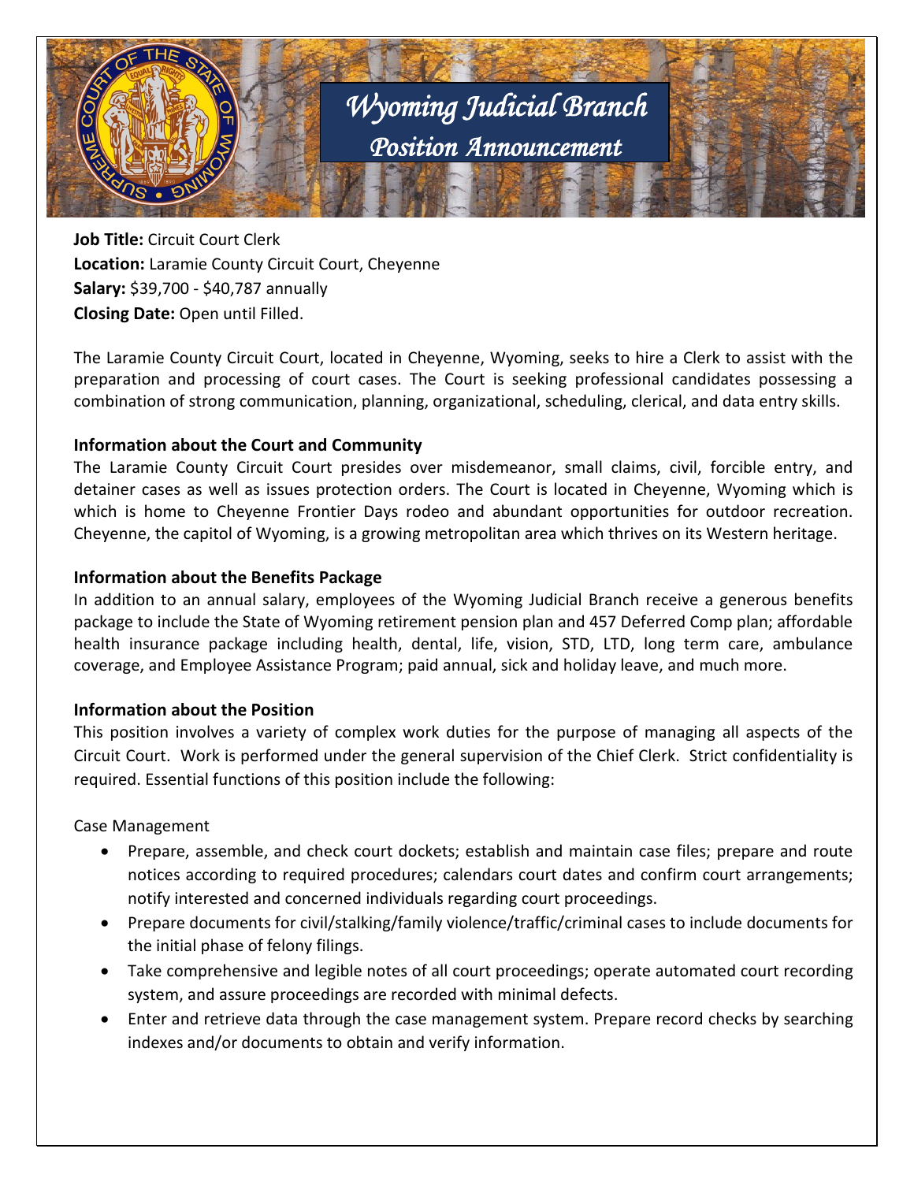# Wyoming Judicial Branch

## Position Announcement

**Job Title:** Circuit Court Clerk
**Location:** Laramie County Circuit Court, Cheyenne
**Salary:** $39,700 - $40,787 annually
**Closing Date:** Open until Filled.

The Laramie County Circuit Court, located in Cheyenne, Wyoming, seeks to hire a Clerk to assist with the preparation and processing of court cases. The Court is seeking professional candidates possessing a combination of strong communication, planning, organizational, scheduling, clerical, and data entry skills.

**Information about the Court and Community**

The Laramie County Circuit Court presides over misdemeanor, small claims, civil, forcible entry, and detainer cases as well as issues protection orders. The Court is located in Cheyenne, Wyoming which is which is home to Cheyenne Frontier Days rodeo and abundant opportunities for outdoor recreation. Cheyenne, the capitol of Wyoming, is a growing metropolitan area which thrives on its Western heritage.

**Information about the Benefits Package**

In addition to an annual salary, employees of the Wyoming Judicial Branch receive a generous benefits package to include the State of Wyoming retirement pension plan and 457 Deferred Comp plan; affordable health insurance package including health, dental, life, vision, STD, LTD, long term care, ambulance coverage, and Employee Assistance Program; paid annual, sick and holiday leave, and much more.

**Information about the Position**

This position involves a variety of complex work duties for the purpose of managing all aspects of the Circuit Court. Work is performed under the general supervision of the Chief Clerk. Strict confidentiality is required. Essential functions of this position include the following:

Case Management

- Prepare, assemble, and check court dockets; establish and maintain case files; prepare and route notices according to required procedures; calendars court dates and confirm court arrangements; notify interested and concerned individuals regarding court proceedings.
- Prepare documents for civil/stalking/family violence/traffic/criminal cases to include documents for the initial phase of felony filings.
- Take comprehensive and legible notes of all court proceedings; operate automated court recording system, and assure proceedings are recorded with minimal defects.
- Enter and retrieve data through the case management system. Prepare record checks by searching indexes and/or documents to obtain and verify information.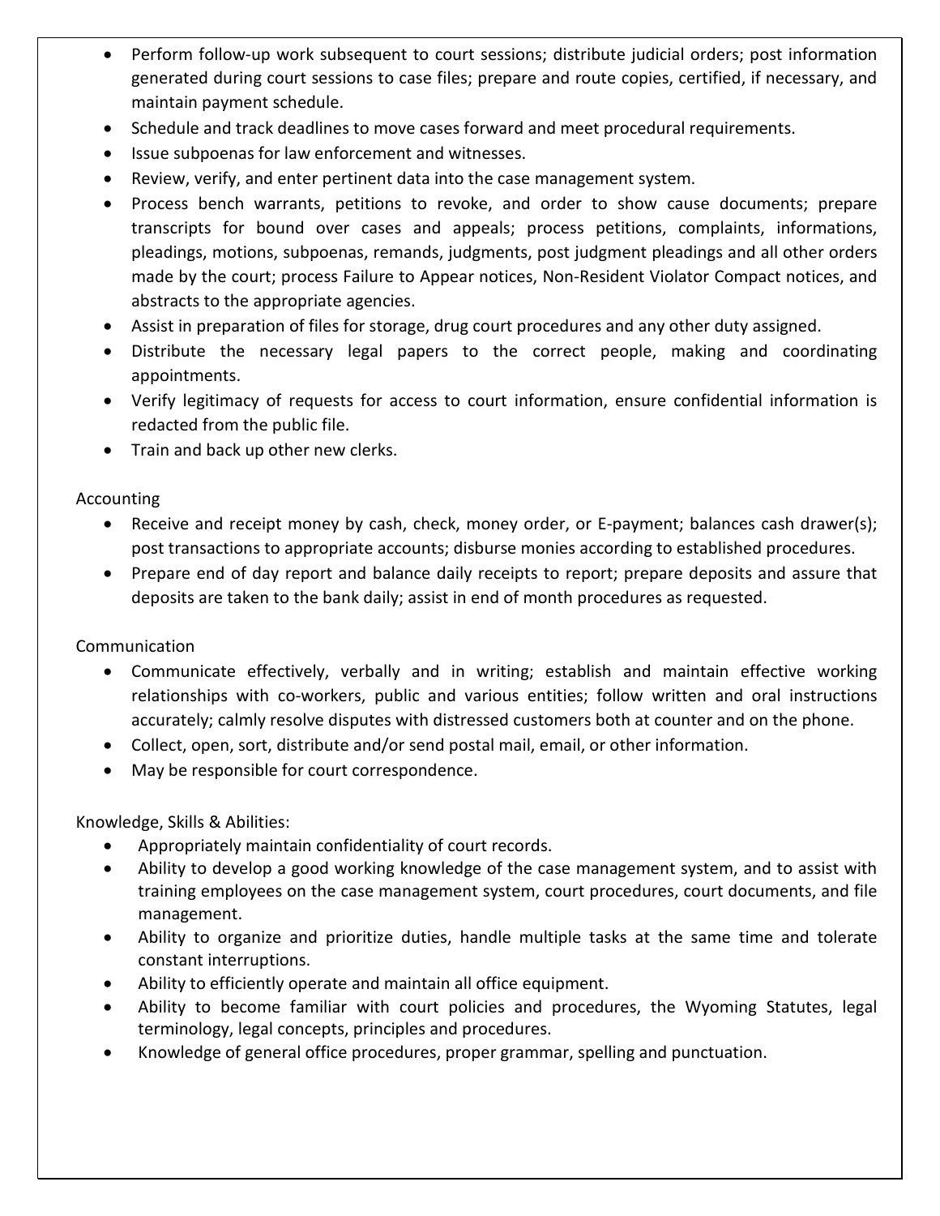- Perform follow-up work subsequent to court sessions; distribute judicial orders; post information generated during court sessions to case files; prepare and route copies, certified, if necessary, and maintain payment schedule.
- Schedule and track deadlines to move cases forward and meet procedural requirements.
- Issue subpoenas for law enforcement and witnesses.
- Review, verify, and enter pertinent data into the case management system.
- Process bench warrants, petitions to revoke, and order to show cause documents; prepare transcripts for bound over cases and appeals; process petitions, complaints, informations, pleadings, motions, subpoenas, remands, judgments, post judgment pleadings and all other orders made by the court; process Failure to Appear notices, Non-Resident Violator Compact notices, and abstracts to the appropriate agencies.
- Assist in preparation of files for storage, drug court procedures and any other duty assigned.
- Distribute the necessary legal papers to the correct people, making and coordinating appointments.
- Verify legitimacy of requests for access to court information, ensure confidential information is redacted from the public file.
- Train and back up other new clerks.

Accounting

- Receive and receipt money by cash, check, money order, or E-payment; balances cash drawer(s); post transactions to appropriate accounts; disburse monies according to established procedures.
- Prepare end of day report and balance daily receipts to report; prepare deposits and assure that deposits are taken to the bank daily; assist in end of month procedures as requested.

Communication

- Communicate effectively, verbally and in writing; establish and maintain effective working relationships with co-workers, public and various entities; follow written and oral instructions accurately; calmly resolve disputes with distressed customers both at counter and on the phone.
- Collect, open, sort, distribute and/or send postal mail, email, or other information.
- May be responsible for court correspondence.

Knowledge, Skills & Abilities:

- Appropriately maintain confidentiality of court records.
- Ability to develop a good working knowledge of the case management system, and to assist with training employees on the case management system, court procedures, court documents, and file management.
- Ability to organize and prioritize duties, handle multiple tasks at the same time and tolerate constant interruptions.
- Ability to efficiently operate and maintain all office equipment.
- Ability to become familiar with court policies and procedures, the Wyoming Statutes, legal terminology, legal concepts, principles and procedures.
- Knowledge of general office procedures, proper grammar, spelling and punctuation.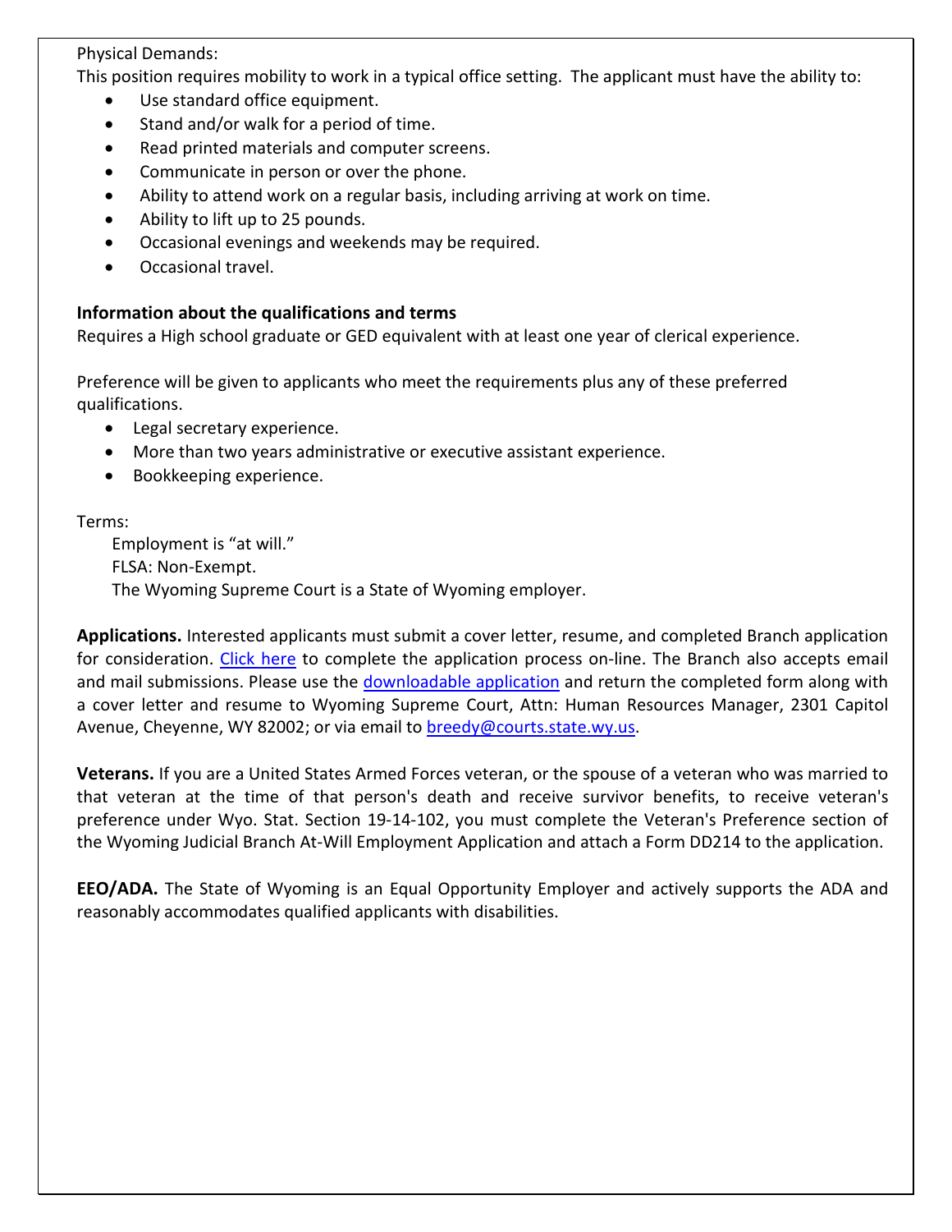Physical Demands:

This position requires mobility to work in a typical office setting. The applicant must have the ability to:

- Use standard office equipment.
- Stand and/or walk for a period of time.
- Read printed materials and computer screens.
- Communicate in person or over the phone.
- Ability to attend work on a regular basis, including arriving at work on time.
- Ability to lift up to 25 pounds.
- Occasional evenings and weekends may be required.
- Occasional travel.

**Information about the qualifications and terms**

Requires a High school graduate or GED equivalent with at least one year of clerical experience.

Preference will be given to applicants who meet the requirements plus any of these preferred qualifications.

- Legal secretary experience.
- More than two years administrative or executive assistant experience.
- Bookkeeping experience.

Terms:

Employment is "at will."
FLSA: Non-Exempt.
The Wyoming Supreme Court is a State of Wyoming employer.

**Applications.** Interested applicants must submit a cover letter, resume, and completed Branch application for consideration. Click here to complete the application process on-line. The Branch also accepts email and mail submissions. Please use the downloadable application and return the completed form along with a cover letter and resume to Wyoming Supreme Court, Attn: Human Resources Manager, 2301 Capitol Avenue, Cheyenne, WY 82002; or via email to breedy@courts.state.wy.us.

**Veterans.** If you are a United States Armed Forces veteran, or the spouse of a veteran who was married to that veteran at the time of that person's death and receive survivor benefits, to receive veteran's preference under Wyo. Stat. Section 19-14-102, you must complete the Veteran's Preference section of the Wyoming Judicial Branch At-Will Employment Application and attach a Form DD214 to the application.

**EEO/ADA.** The State of Wyoming is an Equal Opportunity Employer and actively supports the ADA and reasonably accommodates qualified applicants with disabilities.